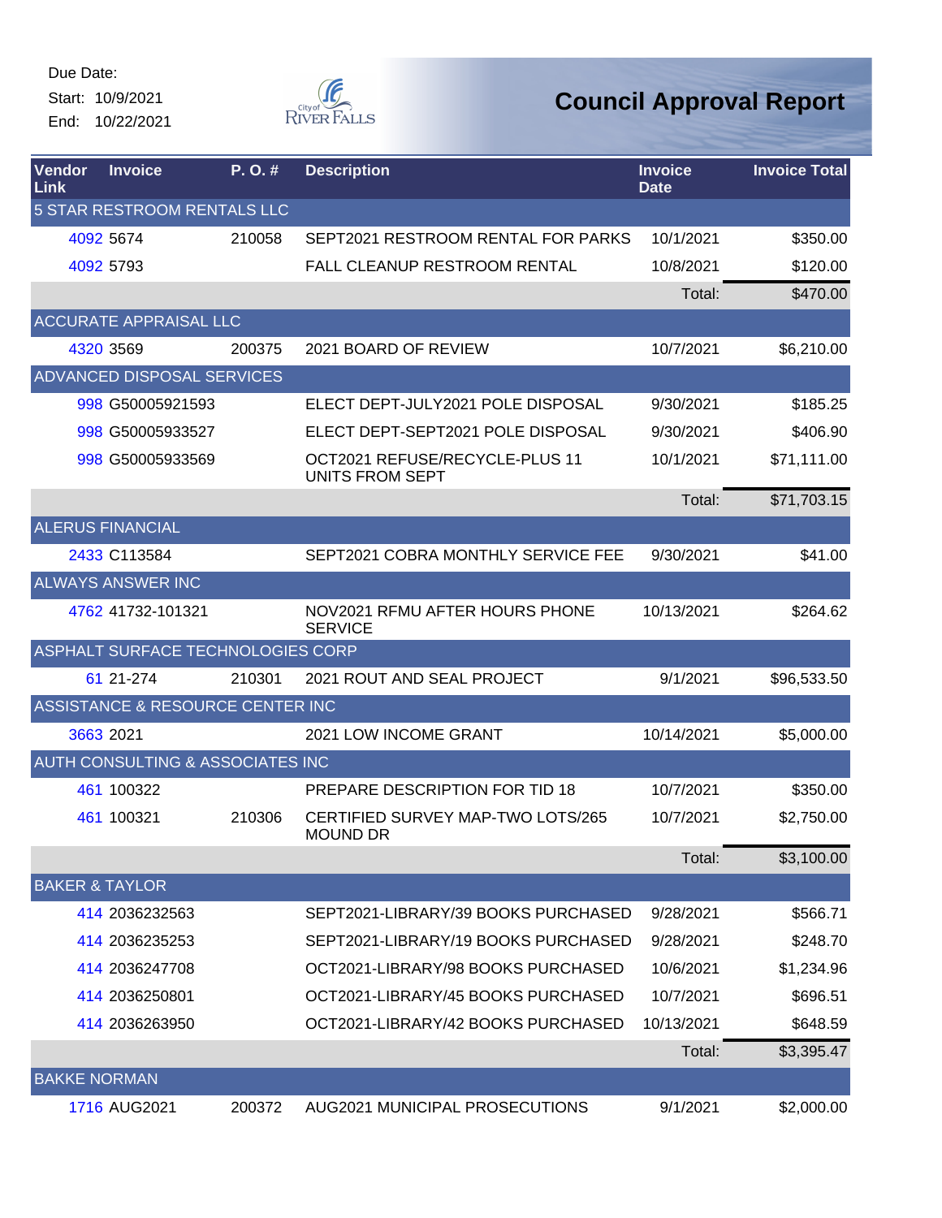Due Date:
Start: 10/9/2021
End: 10/22/2021

City of River Falls

# Council Approval Report

| Vendor Link | Invoice | P. O. # | Description | Invoice Date | Invoice Total |
|---|---|---|---|---|---|
| 5 STAR RESTROOM RENTALS LLC | | | | | |
| 4092 | 5674 | 210058 | SEPT2021 RESTROOM RENTAL FOR PARKS | 10/1/2021 | $350.00 |
| 4092 | 5793 | | FALL CLEANUP RESTROOM RENTAL | 10/8/2021 | $120.00 |
| | | | | Total: | $470.00 |
| ACCURATE APPRAISAL LLC | | | | | |
| 4320 | 3569 | 200375 | 2021 BOARD OF REVIEW | 10/7/2021 | $6,210.00 |
| ADVANCED DISPOSAL SERVICES | | | | | |
| 998 | G50005921593 | | ELECT DEPT-JULY2021 POLE DISPOSAL | 9/30/2021 | $185.25 |
| 998 | G50005933527 | | ELECT DEPT-SEPT2021 POLE DISPOSAL | 9/30/2021 | $406.90 |
| 998 | G50005933569 | | OCT2021 REFUSE/RECYCLE-PLUS 11 UNITS FROM SEPT | 10/1/2021 | $71,111.00 |
| | | | | Total: | $71,703.15 |
| ALERUS FINANCIAL | | | | | |
| 2433 | C113584 | | SEPT2021 COBRA MONTHLY SERVICE FEE | 9/30/2021 | $41.00 |
| ALWAYS ANSWER INC | | | | | |
| 4762 | 41732-101321 | | NOV2021 RFMU AFTER HOURS PHONE SERVICE | 10/13/2021 | $264.62 |
| ASPHALT SURFACE TECHNOLOGIES CORP | | | | | |
| 61 | 21-274 | 210301 | 2021 ROUT AND SEAL PROJECT | 9/1/2021 | $96,533.50 |
| ASSISTANCE & RESOURCE CENTER INC | | | | | |
| 3663 | 2021 | | 2021 LOW INCOME GRANT | 10/14/2021 | $5,000.00 |
| AUTH CONSULTING & ASSOCIATES INC | | | | | |
| 461 | 100322 | | PREPARE DESCRIPTION FOR TID 18 | 10/7/2021 | $350.00 |
| 461 | 100321 | 210306 | CERTIFIED SURVEY MAP-TWO LOTS/265 MOUND DR | 10/7/2021 | $2,750.00 |
| | | | | Total: | $3,100.00 |
| BAKER & TAYLOR | | | | | |
| 414 | 2036232563 | | SEPT2021-LIBRARY/39 BOOKS PURCHASED | 9/28/2021 | $566.71 |
| 414 | 2036235253 | | SEPT2021-LIBRARY/19 BOOKS PURCHASED | 9/28/2021 | $248.70 |
| 414 | 2036247708 | | OCT2021-LIBRARY/98 BOOKS PURCHASED | 10/6/2021 | $1,234.96 |
| 414 | 2036250801 | | OCT2021-LIBRARY/45 BOOKS PURCHASED | 10/7/2021 | $696.51 |
| 414 | 2036263950 | | OCT2021-LIBRARY/42 BOOKS PURCHASED | 10/13/2021 | $648.59 |
| | | | | Total: | $3,395.47 |
| BAKKE NORMAN | | | | | |
| 1716 | AUG2021 | 200372 | AUG2021 MUNICIPAL PROSECUTIONS | 9/1/2021 | $2,000.00 |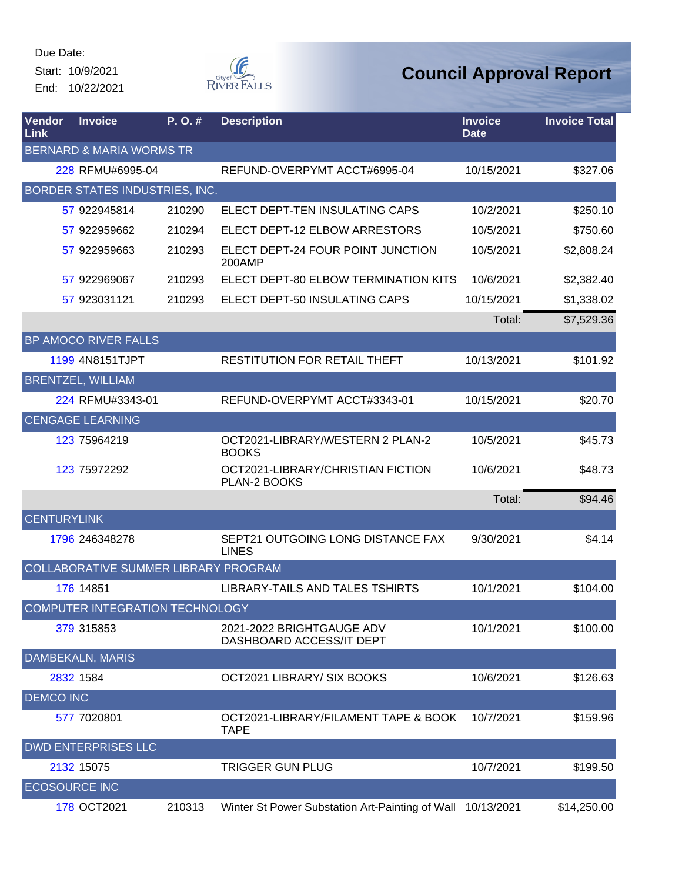Due Date:

Start: 10/9/2021

End: 10/22/2021

# Council Approval Report

| Vendor Link | Invoice | P. O. # | Description | Invoice Date | Invoice Total |
|---|---|---|---|---|---|
| BERNARD & MARIA WORMS TR | | | | | |
| 228 | RFMU#6995-04 | | REFUND-OVERPYMT ACCT#6995-04 | 10/15/2021 | $327.06 |
| BORDER STATES INDUSTRIES, INC. | | | | | |
| 57 | 922945814 | 210290 | ELECT DEPT-TEN INSULATING CAPS | 10/2/2021 | $250.10 |
| 57 | 922959662 | 210294 | ELECT DEPT-12 ELBOW ARRESTORS | 10/5/2021 | $750.60 |
| 57 | 922959663 | 210293 | ELECT DEPT-24 FOUR POINT JUNCTION 200AMP | 10/5/2021 | $2,808.24 |
| 57 | 922969067 | 210293 | ELECT DEPT-80 ELBOW TERMINATION KITS | 10/6/2021 | $2,382.40 |
| 57 | 923031121 | 210293 | ELECT DEPT-50 INSULATING CAPS | 10/15/2021 | $1,338.02 |
| | | | | Total: | $7,529.36 |
| BP AMOCO RIVER FALLS | | | | | |
| 1199 | 4N8151TJPT | | RESTITUTION FOR RETAIL THEFT | 10/13/2021 | $101.92 |
| BRENTZEL, WILLIAM | | | | | |
| 224 | RFMU#3343-01 | | REFUND-OVERPYMT ACCT#3343-01 | 10/15/2021 | $20.70 |
| CENGAGE LEARNING | | | | | |
| 123 | 75964219 | | OCT2021-LIBRARY/WESTERN 2 PLAN-2 BOOKS | 10/5/2021 | $45.73 |
| 123 | 75972292 | | OCT2021-LIBRARY/CHRISTIAN FICTION PLAN-2 BOOKS | 10/6/2021 | $48.73 |
| | | | | Total: | $94.46 |
| CENTURYLINK | | | | | |
| 1796 | 246348278 | | SEPT21 OUTGOING LONG DISTANCE FAX LINES | 9/30/2021 | $4.14 |
| COLLABORATIVE SUMMER LIBRARY PROGRAM | | | | | |
| 176 | 14851 | | LIBRARY-TAILS AND TALES TSHIRTS | 10/1/2021 | $104.00 |
| COMPUTER INTEGRATION TECHNOLOGY | | | | | |
| 379 | 315853 | | 2021-2022 BRIGHTGAUGE ADV DASHBOARD ACCESS/IT DEPT | 10/1/2021 | $100.00 |
| DAMBEKALN, MARIS | | | | | |
| 2832 | 1584 | | OCT2021 LIBRARY/ SIX BOOKS | 10/6/2021 | $126.63 |
| DEMCO INC | | | | | |
| 577 | 7020801 | | OCT2021-LIBRARY/FILAMENT TAPE & BOOK TAPE | 10/7/2021 | $159.96 |
| DWD ENTERPRISES LLC | | | | | |
| 2132 | 15075 | | TRIGGER GUN PLUG | 10/7/2021 | $199.50 |
| ECOSOURCE INC | | | | | |
| 178 | OCT2021 | 210313 | Winter St Power Substation Art-Painting of Wall | 10/13/2021 | $14,250.00 |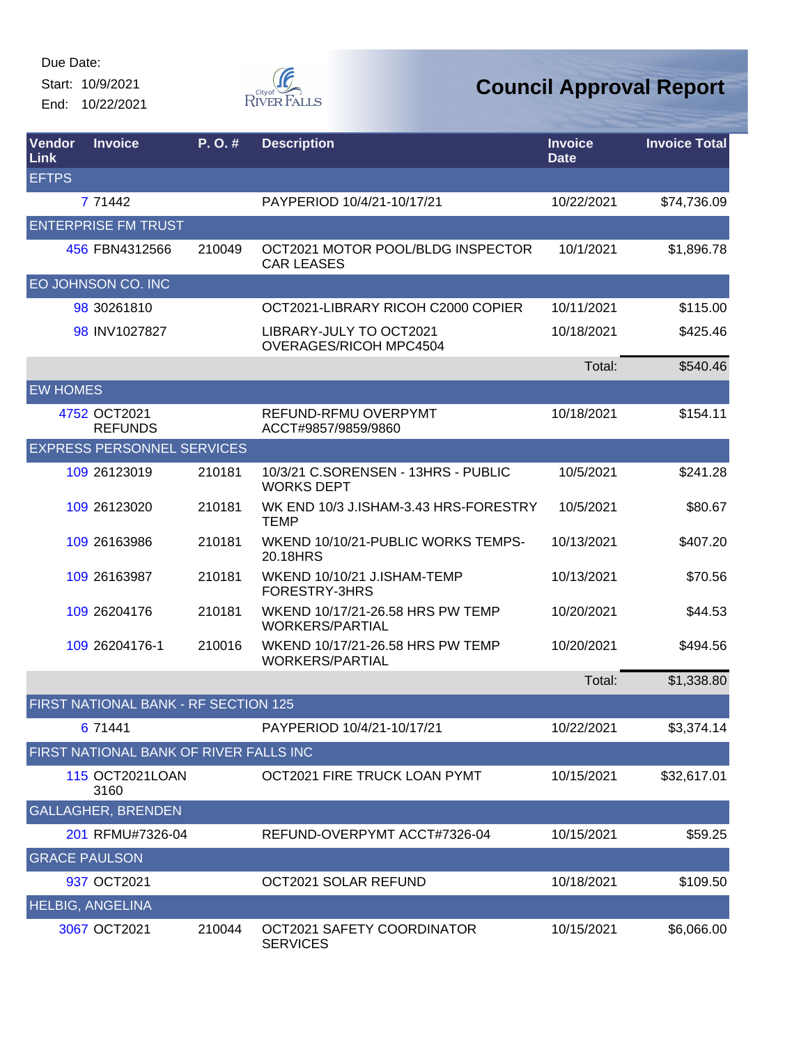Due Date:
Start: 10/9/2021
End: 10/22/2021

# Council Approval Report

| Vendor Link | Invoice | P. O. # | Description | Invoice Date | Invoice Total |
|---|---|---|---|---|---|
| EFTPS | | | | | |
| 7 | 71442 | | PAYPERIOD 10/4/21-10/17/21 | 10/22/2021 | $74,736.09 |
| ENTERPRISE FM TRUST | | | | | |
| 456 | FBN4312566 | 210049 | OCT2021 MOTOR POOL/BLDG INSPECTOR CAR LEASES | 10/1/2021 | $1,896.78 |
| EO JOHNSON CO. INC | | | | | |
| 98 | 30261810 | | OCT2021-LIBRARY RICOH C2000 COPIER | 10/11/2021 | $115.00 |
| 98 | INV1027827 | | LIBRARY-JULY TO OCT2021 OVERAGES/RICOH MPC4504 | 10/18/2021 | $425.46 |
| | | | | Total: | $540.46 |
| EW HOMES | | | | | |
| 4752 | OCT2021 REFUNDS | | REFUND-RFMU OVERPYMT ACCT#9857/9859/9860 | 10/18/2021 | $154.11 |
| EXPRESS PERSONNEL SERVICES | | | | | |
| 109 | 26123019 | 210181 | 10/3/21 C.SORENSEN - 13HRS - PUBLIC WORKS DEPT | 10/5/2021 | $241.28 |
| 109 | 26123020 | 210181 | WK END 10/3 J.ISHAM-3.43 HRS-FORESTRY TEMP | 10/5/2021 | $80.67 |
| 109 | 26163986 | 210181 | WKEND 10/10/21-PUBLIC WORKS TEMPS-20.18HRS | 10/13/2021 | $407.20 |
| 109 | 26163987 | 210181 | WKEND 10/10/21 J.ISHAM-TEMP FORESTRY-3HRS | 10/13/2021 | $70.56 |
| 109 | 26204176 | 210181 | WKEND 10/17/21-26.58 HRS PW TEMP WORKERS/PARTIAL | 10/20/2021 | $44.53 |
| 109 | 26204176-1 | 210016 | WKEND 10/17/21-26.58 HRS PW TEMP WORKERS/PARTIAL | 10/20/2021 | $494.56 |
| | | | | Total: | $1,338.80 |
| FIRST NATIONAL BANK - RF SECTION 125 | | | | | |
| 6 | 71441 | | PAYPERIOD 10/4/21-10/17/21 | 10/22/2021 | $3,374.14 |
| FIRST NATIONAL BANK OF RIVER FALLS INC | | | | | |
| 115 | OCT2021LOAN 3160 | | OCT2021 FIRE TRUCK LOAN PYMT | 10/15/2021 | $32,617.01 |
| GALLAGHER, BRENDEN | | | | | |
| 201 | RFMU#7326-04 | | REFUND-OVERPYMT ACCT#7326-04 | 10/15/2021 | $59.25 |
| GRACE PAULSON | | | | | |
| 937 | OCT2021 | | OCT2021 SOLAR REFUND | 10/18/2021 | $109.50 |
| HELBIG, ANGELINA | | | | | |
| 3067 | OCT2021 | 210044 | OCT2021 SAFETY COORDINATOR SERVICES | 10/15/2021 | $6,066.00 |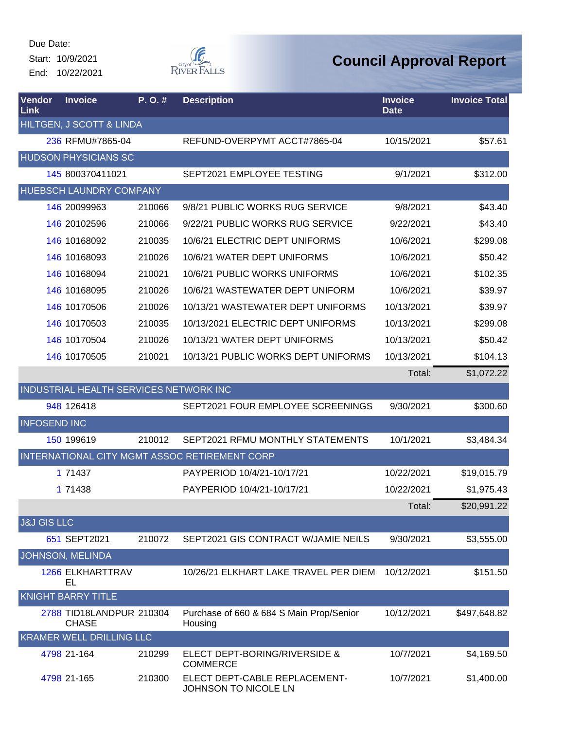Due Date:
Start: 10/9/2021
End: 10/22/2021

City of River Falls

# Council Approval Report

| Vendor Link | Invoice | P. O. # | Description | Invoice Date | Invoice Total |
|---|---|---|---|---|---|
| HILTGEN, J SCOTT & LINDA | | | | | |
| 236 | RFMU#7865-04 | | REFUND-OVERPYMT ACCT#7865-04 | 10/15/2021 | $57.61 |
| HUDSON PHYSICIANS SC | | | | | |
| 145 | 800370411021 | | SEPT2021 EMPLOYEE TESTING | 9/1/2021 | $312.00 |
| HUEBSCH LAUNDRY COMPANY | | | | | |
| 146 | 20099963 | 210066 | 9/8/21 PUBLIC WORKS RUG SERVICE | 9/8/2021 | $43.40 |
| 146 | 20102596 | 210066 | 9/22/21 PUBLIC WORKS RUG SERVICE | 9/22/2021 | $43.40 |
| 146 | 10168092 | 210035 | 10/6/21 ELECTRIC DEPT UNIFORMS | 10/6/2021 | $299.08 |
| 146 | 10168093 | 210026 | 10/6/21 WATER DEPT UNIFORMS | 10/6/2021 | $50.42 |
| 146 | 10168094 | 210021 | 10/6/21 PUBLIC WORKS UNIFORMS | 10/6/2021 | $102.35 |
| 146 | 10168095 | 210026 | 10/6/21 WASTEWATER DEPT UNIFORM | 10/6/2021 | $39.97 |
| 146 | 10170506 | 210026 | 10/13/21 WASTEWATER DEPT UNIFORMS | 10/13/2021 | $39.97 |
| 146 | 10170503 | 210035 | 10/13/2021 ELECTRIC DEPT UNIFORMS | 10/13/2021 | $299.08 |
| 146 | 10170504 | 210026 | 10/13/21 WATER DEPT UNIFORMS | 10/13/2021 | $50.42 |
| 146 | 10170505 | 210021 | 10/13/21 PUBLIC WORKS DEPT UNIFORMS | 10/13/2021 | $104.13 |
| | | | | Total: | $1,072.22 |
| INDUSTRIAL HEALTH SERVICES NETWORK INC | | | | | |
| 948 | 126418 | | SEPT2021 FOUR EMPLOYEE SCREENINGS | 9/30/2021 | $300.60 |
| INFOSEND INC | | | | | |
| 150 | 199619 | 210012 | SEPT2021 RFMU MONTHLY STATEMENTS | 10/1/2021 | $3,484.34 |
| INTERNATIONAL CITY MGMT ASSOC RETIREMENT CORP | | | | | |
| 1 | 71437 | | PAYPERIOD 10/4/21-10/17/21 | 10/22/2021 | $19,015.79 |
| 1 | 71438 | | PAYPERIOD 10/4/21-10/17/21 | 10/22/2021 | $1,975.43 |
| | | | | Total: | $20,991.22 |
| J&J GIS LLC | | | | | |
| 651 | SEPT2021 | 210072 | SEPT2021 GIS CONTRACT W/JAMIE NEILS | 9/30/2021 | $3,555.00 |
| JOHNSON, MELINDA | | | | | |
| 1266 | ELKHARTTRAVEL | | 10/26/21 ELKHART LAKE TRAVEL PER DIEM | 10/12/2021 | $151.50 |
| KNIGHT BARRY TITLE | | | | | |
| 2788 | TID18LANDPURCHASE | 210304 | Purchase of 660 & 684 S Main Prop/Senior Housing | 10/12/2021 | $497,648.82 |
| KRAMER WELL DRILLING LLC | | | | | |
| 4798 | 21-164 | 210299 | ELECT DEPT-BORING/RIVERSIDE & COMMERCE | 10/7/2021 | $4,169.50 |
| 4798 | 21-165 | 210300 | ELECT DEPT-CABLE REPLACEMENT-JOHNSON TO NICOLE LN | 10/7/2021 | $1,400.00 |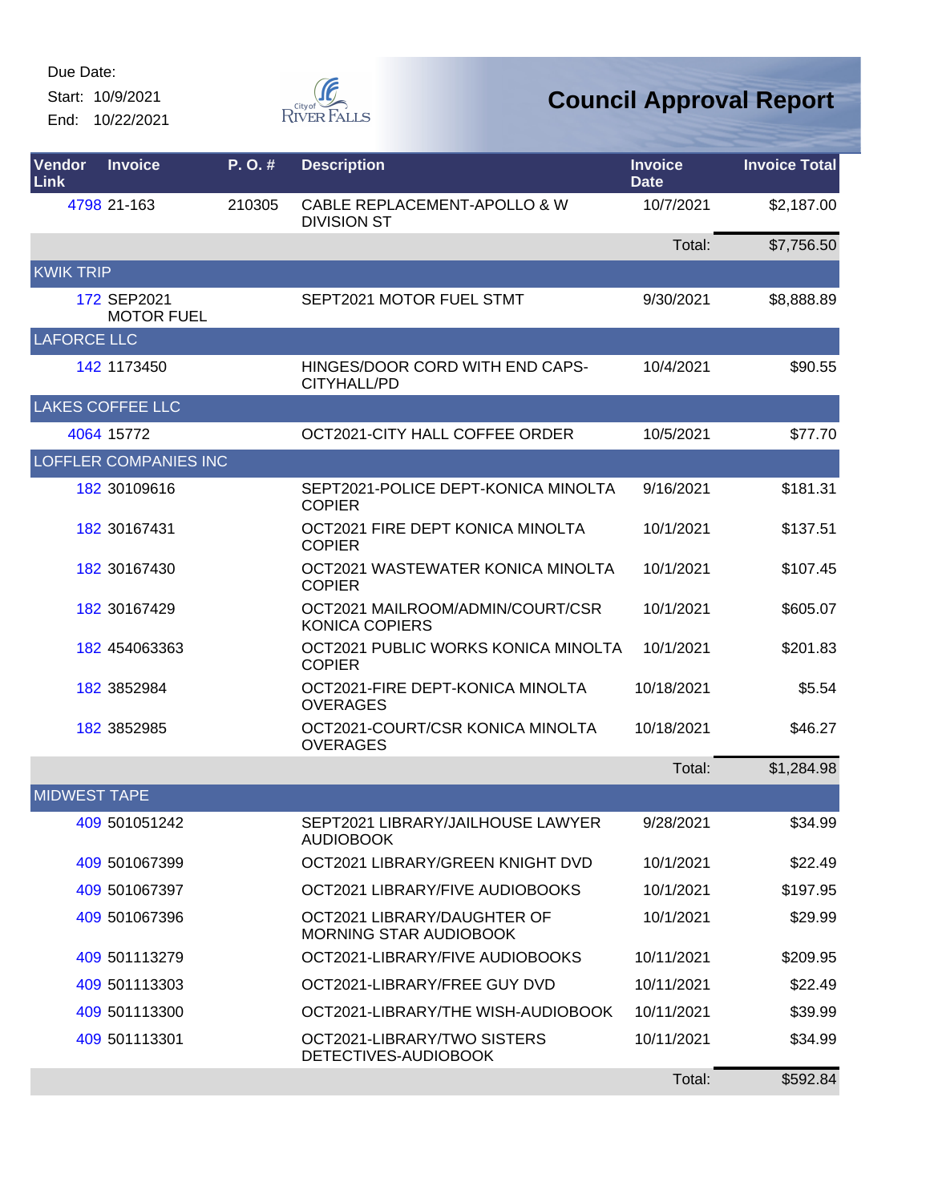Due Date:

Start: 10/9/2021

End: 10/22/2021

# Council Approval Report

| Vendor Link | Invoice | P. O. # | Description | Invoice Date | Invoice Total |
|---|---|---|---|---|---|
| 4798 | 21-163 | 210305 | CABLE REPLACEMENT-APOLLO & W DIVISION ST | 10/7/2021 | $2,187.00 |
| | | | | Total: | $7,756.50 |
| **KWIK TRIP** | | | | | |
| 172 | SEP2021 MOTOR FUEL | | SEPT2021 MOTOR FUEL STMT | 9/30/2021 | $8,888.89 |
| **LAFORCE LLC** | | | | | |
| 142 | 1173450 | | HINGES/DOOR CORD WITH END CAPS-CITYHALL/PD | 10/4/2021 | $90.55 |
| **LAKES COFFEE LLC** | | | | | |
| 4064 | 15772 | | OCT2021-CITY HALL COFFEE ORDER | 10/5/2021 | $77.70 |
| **LOFFLER COMPANIES INC** | | | | | |
| 182 | 30109616 | | SEPT2021-POLICE DEPT-KONICA MINOLTA COPIER | 9/16/2021 | $181.31 |
| 182 | 30167431 | | OCT2021 FIRE DEPT KONICA MINOLTA COPIER | 10/1/2021 | $137.51 |
| 182 | 30167430 | | OCT2021 WASTEWATER KONICA MINOLTA COPIER | 10/1/2021 | $107.45 |
| 182 | 30167429 | | OCT2021 MAILROOM/ADMIN/COURT/CSR KONICA COPIERS | 10/1/2021 | $605.07 |
| 182 | 454063363 | | OCT2021 PUBLIC WORKS KONICA MINOLTA COPIER | 10/1/2021 | $201.83 |
| 182 | 3852984 | | OCT2021-FIRE DEPT-KONICA MINOLTA OVERAGES | 10/18/2021 | $5.54 |
| 182 | 3852985 | | OCT2021-COURT/CSR KONICA MINOLTA OVERAGES | 10/18/2021 | $46.27 |
| | | | | Total: | $1,284.98 |
| **MIDWEST TAPE** | | | | | |
| 409 | 501051242 | | SEPT2021 LIBRARY/JAILHOUSE LAWYER AUDIOBOOK | 9/28/2021 | $34.99 |
| 409 | 501067399 | | OCT2021 LIBRARY/GREEN KNIGHT DVD | 10/1/2021 | $22.49 |
| 409 | 501067397 | | OCT2021 LIBRARY/FIVE AUDIOBOOKS | 10/1/2021 | $197.95 |
| 409 | 501067396 | | OCT2021 LIBRARY/DAUGHTER OF MORNING STAR AUDIOBOOK | 10/1/2021 | $29.99 |
| 409 | 501113279 | | OCT2021-LIBRARY/FIVE AUDIOBOOKS | 10/11/2021 | $209.95 |
| 409 | 501113303 | | OCT2021-LIBRARY/FREE GUY DVD | 10/11/2021 | $22.49 |
| 409 | 501113300 | | OCT2021-LIBRARY/THE WISH-AUDIOBOOK | 10/11/2021 | $39.99 |
| 409 | 501113301 | | OCT2021-LIBRARY/TWO SISTERS DETECTIVES-AUDIOBOOK | 10/11/2021 | $34.99 |
| | | | | Total: | $592.84 |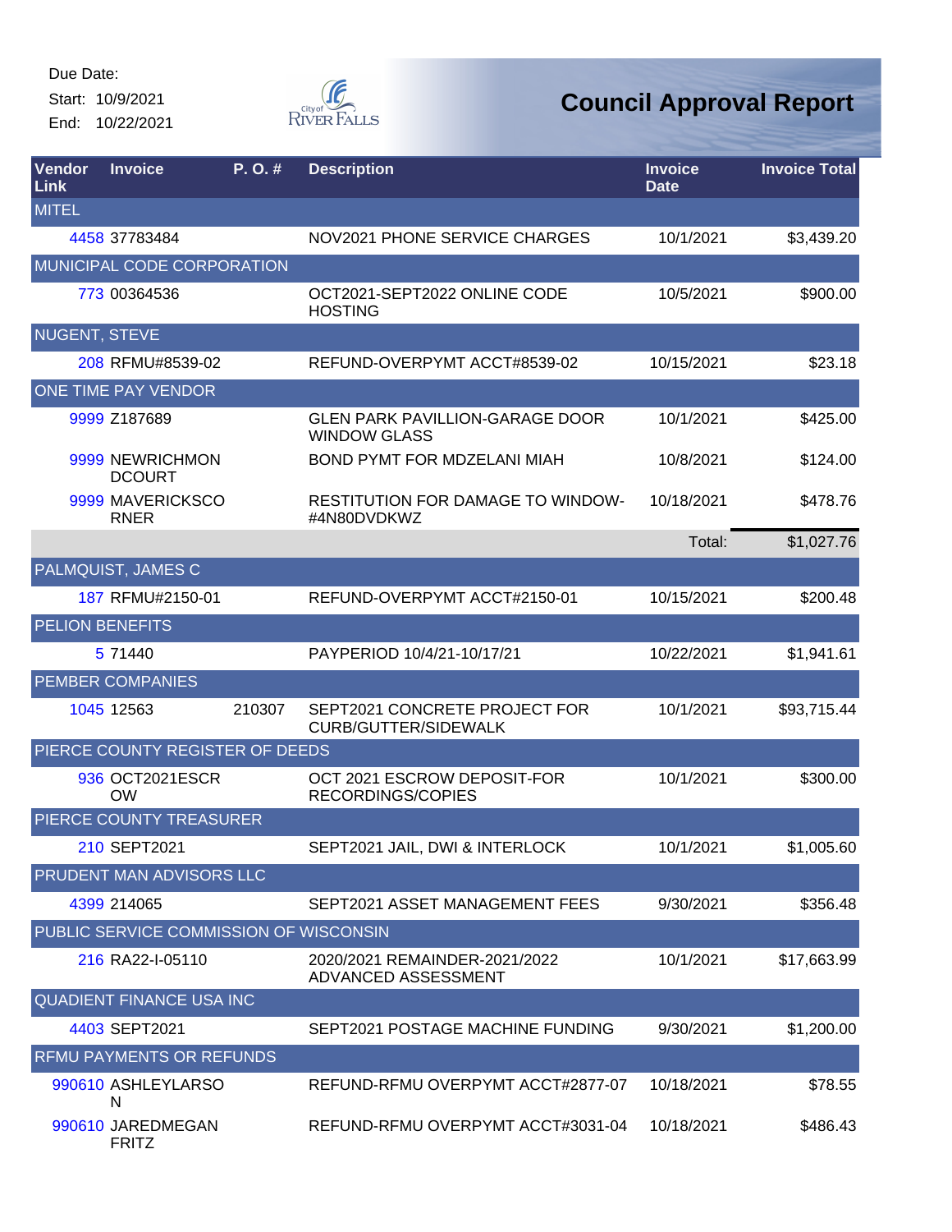Due Date:

Start: 10/9/2021

End: 10/22/2021

# Council Approval Report

| Vendor Link | Invoice | P. O. # | Description | Invoice Date | Invoice Total |
|---|---|---|---|---|---|
| MITEL | | | | | |
| 4458 | 37783484 | | NOV2021 PHONE SERVICE CHARGES | 10/1/2021 | $3,439.20 |
| MUNICIPAL CODE CORPORATION | | | | | |
| 773 | 00364536 | | OCT2021-SEPT2022 ONLINE CODE HOSTING | 10/5/2021 | $900.00 |
| NUGENT, STEVE | | | | | |
| 208 | RFMU#8539-02 | | REFUND-OVERPYMT ACCT#8539-02 | 10/15/2021 | $23.18 |
| ONE TIME PAY VENDOR | | | | | |
| 9999 | Z187689 | | GLEN PARK PAVILLION-GARAGE DOOR WINDOW GLASS | 10/1/2021 | $425.00 |
| 9999 | NEWRICHMON DCOURT | | BOND PYMT FOR MDZELANI MIAH | 10/8/2021 | $124.00 |
| 9999 | MAVERICKSCO RNER | | RESTITUTION FOR DAMAGE TO WINDOW-#4N80DVDKWZ | 10/18/2021 | $478.76 |
| | | | | Total: | $1,027.76 |
| PALMQUIST, JAMES C | | | | | |
| 187 | RFMU#2150-01 | | REFUND-OVERPYMT ACCT#2150-01 | 10/15/2021 | $200.48 |
| PELION BENEFITS | | | | | |
| 5 | 71440 | | PAYPERIOD 10/4/21-10/17/21 | 10/22/2021 | $1,941.61 |
| PEMBER COMPANIES | | | | | |
| 1045 | 12563 | 210307 | SEPT2021 CONCRETE PROJECT FOR CURB/GUTTER/SIDEWALK | 10/1/2021 | $93,715.44 |
| PIERCE COUNTY REGISTER OF DEEDS | | | | | |
| 936 | OCT2021ESCR OW | | OCT 2021 ESCROW DEPOSIT-FOR RECORDINGS/COPIES | 10/1/2021 | $300.00 |
| PIERCE COUNTY TREASURER | | | | | |
| 210 | SEPT2021 | | SEPT2021 JAIL, DWI & INTERLOCK | 10/1/2021 | $1,005.60 |
| PRUDENT MAN ADVISORS LLC | | | | | |
| 4399 | 214065 | | SEPT2021 ASSET MANAGEMENT FEES | 9/30/2021 | $356.48 |
| PUBLIC SERVICE COMMISSION OF WISCONSIN | | | | | |
| 216 | RA22-I-05110 | | 2020/2021 REMAINDER-2021/2022 ADVANCED ASSESSMENT | 10/1/2021 | $17,663.99 |
| QUADIENT FINANCE USA INC | | | | | |
| 4403 | SEPT2021 | | SEPT2021 POSTAGE MACHINE FUNDING | 9/30/2021 | $1,200.00 |
| RFMU PAYMENTS OR REFUNDS | | | | | |
| 990610 | ASHLEYLARSO N | | REFUND-RFMU OVERPYMT ACCT#2877-07 | 10/18/2021 | $78.55 |
| 990610 | JAREDMEGAN FRITZ | | REFUND-RFMU OVERPYMT ACCT#3031-04 | 10/18/2021 | $486.43 |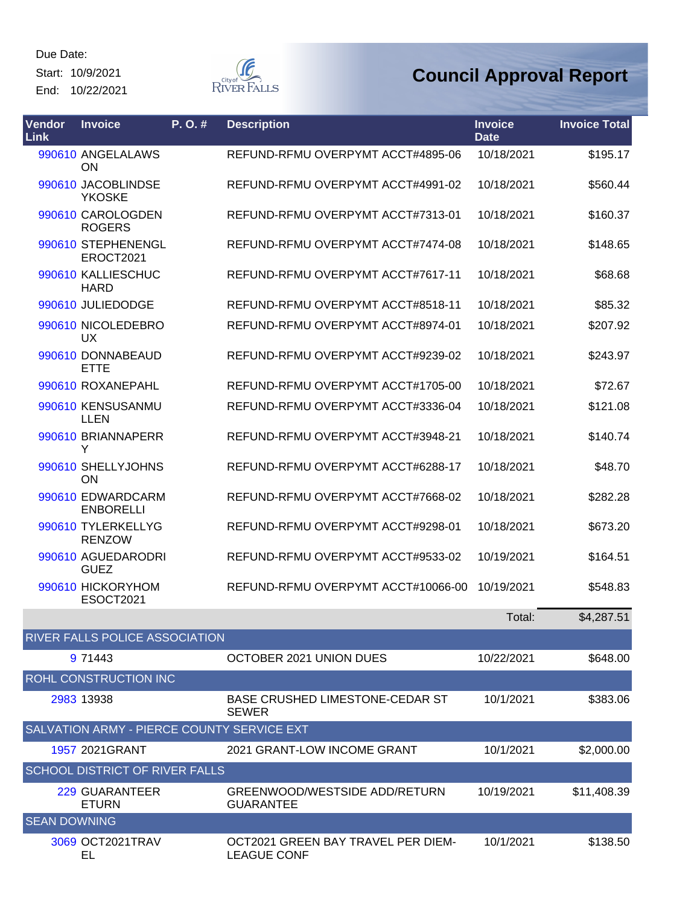Due Date:

Start: 10/9/2021

End: 10/22/2021

# Council Approval Report

| Vendor Link | Invoice | P. O. # | Description | Invoice Date | Invoice Total |
|---|---|---|---|---|---|
| 990610 | ANGELALAWSON | | REFUND-RFMU OVERPYMT ACCT#4895-06 | 10/18/2021 | $195.17 |
| 990610 | JACOBLINDSEYKOSKE | | REFUND-RFMU OVERPYMT ACCT#4991-02 | 10/18/2021 | $560.44 |
| 990610 | CAROLOGDENROGERS | | REFUND-RFMU OVERPYMT ACCT#7313-01 | 10/18/2021 | $160.37 |
| 990610 | STEPHENENGLEROCT2021 | | REFUND-RFMU OVERPYMT ACCT#7474-08 | 10/18/2021 | $148.65 |
| 990610 | KALLIESCHUCHARD | | REFUND-RFMU OVERPYMT ACCT#7617-11 | 10/18/2021 | $68.68 |
| 990610 | JULIEDODGE | | REFUND-RFMU OVERPYMT ACCT#8518-11 | 10/18/2021 | $85.32 |
| 990610 | NICOLEDEBROUX | | REFUND-RFMU OVERPYMT ACCT#8974-01 | 10/18/2021 | $207.92 |
| 990610 | DONNABEAUDETTE | | REFUND-RFMU OVERPYMT ACCT#9239-02 | 10/18/2021 | $243.97 |
| 990610 | ROXANEPAHL | | REFUND-RFMU OVERPYMT ACCT#1705-00 | 10/18/2021 | $72.67 |
| 990610 | KENSUSANMULLEN | | REFUND-RFMU OVERPYMT ACCT#3336-04 | 10/18/2021 | $121.08 |
| 990610 | BRIANNAPERRY | | REFUND-RFMU OVERPYMT ACCT#3948-21 | 10/18/2021 | $140.74 |
| 990610 | SHELLYJOHNSON | | REFUND-RFMU OVERPYMT ACCT#6288-17 | 10/18/2021 | $48.70 |
| 990610 | EDWARDCARMENBORELLI | | REFUND-RFMU OVERPYMT ACCT#7668-02 | 10/18/2021 | $282.28 |
| 990610 | TYLERKELLYGRENZOW | | REFUND-RFMU OVERPYMT ACCT#9298-01 | 10/18/2021 | $673.20 |
| 990610 | AGUEDARODRIGUEZ | | REFUND-RFMU OVERPYMT ACCT#9533-02 | 10/19/2021 | $164.51 |
| 990610 | HICKORYHOMESOCT2021 | | REFUND-RFMU OVERPYMT ACCT#10066-00 | 10/19/2021 | $548.83 |
| | | | | Total: | $4,287.51 |
| **RIVER FALLS POLICE ASSOCIATION** | | | | | |
| 9 | 71443 | | OCTOBER 2021 UNION DUES | 10/22/2021 | $648.00 |
| **ROHL CONSTRUCTION INC** | | | | | |
| 2983 | 13938 | | BASE CRUSHED LIMESTONE-CEDAR ST SEWER | 10/1/2021 | $383.06 |
| **SALVATION ARMY - PIERCE COUNTY SERVICE EXT** | | | | | |
| 1957 | 2021GRANT | | 2021 GRANT-LOW INCOME GRANT | 10/1/2021 | $2,000.00 |
| **SCHOOL DISTRICT OF RIVER FALLS** | | | | | |
| 229 | GUARANTEERETURN | | GREENWOOD/WESTSIDE ADD/RETURN GUARANTEE | 10/19/2021 | $11,408.39 |
| **SEAN DOWNING** | | | | | |
| 3069 | OCT2021TRAVEL | | OCT2021 GREEN BAY TRAVEL PER DIEM-LEAGUE CONF | 10/1/2021 | $138.50 |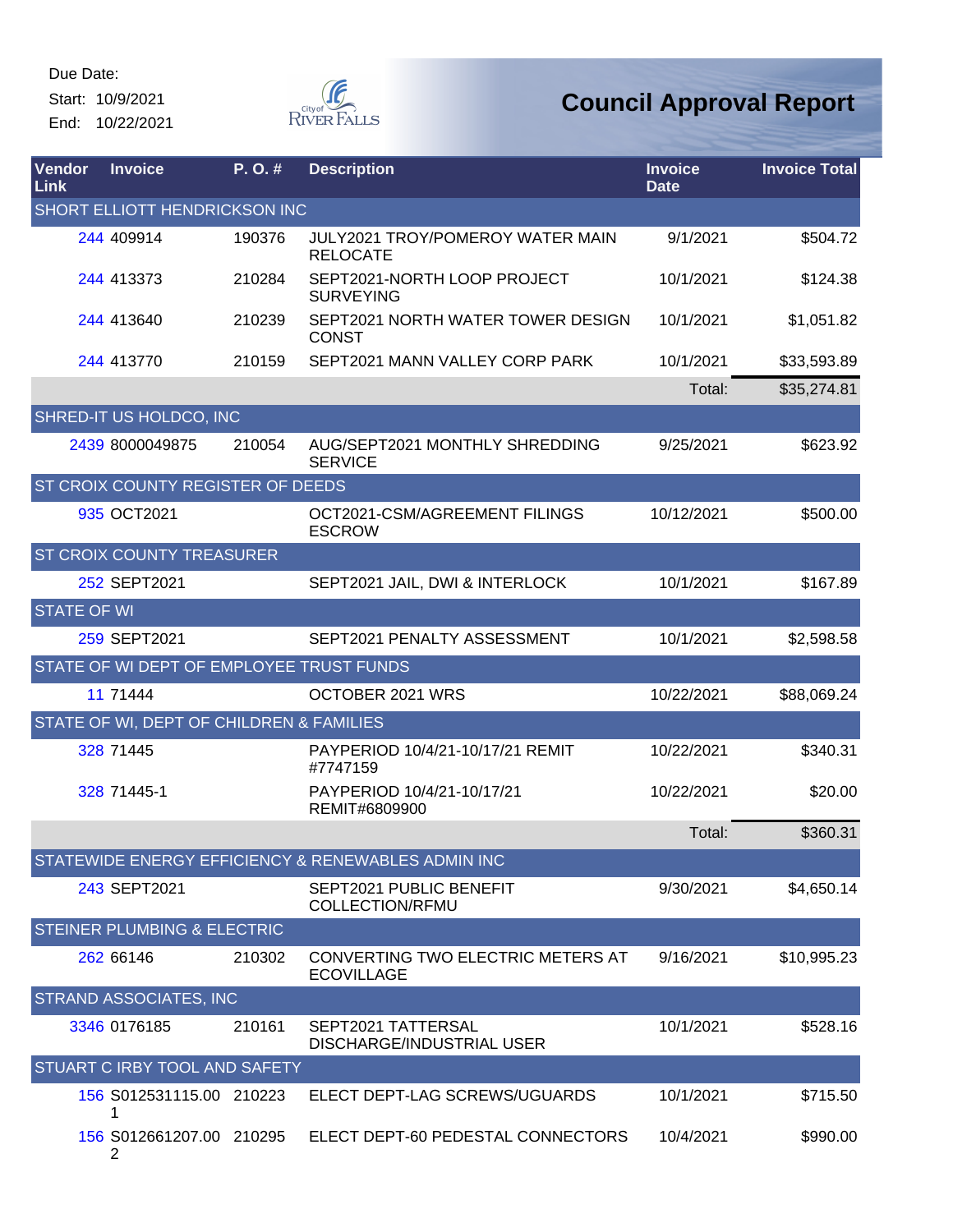Due Date:
Start: 10/9/2021
End: 10/22/2021

# Council Approval Report

| Vendor Link | Invoice | P. O. # | Description | Invoice Date | Invoice Total |
|---|---|---|---|---|---|
| SHORT ELLIOTT HENDRICKSON INC | | | | | |
| 244 | 409914 | 190376 | JULY2021 TROY/POMEROY WATER MAIN RELOCATE | 9/1/2021 | $504.72 |
| 244 | 413373 | 210284 | SEPT2021-NORTH LOOP PROJECT SURVEYING | 10/1/2021 | $124.38 |
| 244 | 413640 | 210239 | SEPT2021 NORTH WATER TOWER DESIGN CONST | 10/1/2021 | $1,051.82 |
| 244 | 413770 | 210159 | SEPT2021 MANN VALLEY CORP PARK | 10/1/2021 | $33,593.89 |
| | | | | Total: | $35,274.81 |
| SHRED-IT US HOLDCO, INC | | | | | |
| 2439 | 8000049875 | 210054 | AUG/SEPT2021 MONTHLY SHREDDING SERVICE | 9/25/2021 | $623.92 |
| ST CROIX COUNTY REGISTER OF DEEDS | | | | | |
| 935 | OCT2021 | | OCT2021-CSM/AGREEMENT FILINGS ESCROW | 10/12/2021 | $500.00 |
| ST CROIX COUNTY TREASURER | | | | | |
| 252 | SEPT2021 | | SEPT2021 JAIL, DWI & INTERLOCK | 10/1/2021 | $167.89 |
| STATE OF WI | | | | | |
| 259 | SEPT2021 | | SEPT2021 PENALTY ASSESSMENT | 10/1/2021 | $2,598.58 |
| STATE OF WI DEPT OF EMPLOYEE TRUST FUNDS | | | | | |
| 11 | 71444 | | OCTOBER 2021 WRS | 10/22/2021 | $88,069.24 |
| STATE OF WI, DEPT OF CHILDREN & FAMILIES | | | | | |
| 328 | 71445 | | PAYPERIOD 10/4/21-10/17/21 REMIT #7747159 | 10/22/2021 | $340.31 |
| 328 | 71445-1 | | PAYPERIOD 10/4/21-10/17/21 REMIT#6809900 | 10/22/2021 | $20.00 |
| | | | | Total: | $360.31 |
| STATEWIDE ENERGY EFFICIENCY & RENEWABLES ADMIN INC | | | | | |
| 243 | SEPT2021 | | SEPT2021 PUBLIC BENEFIT COLLECTION/RFMU | 9/30/2021 | $4,650.14 |
| STEINER PLUMBING & ELECTRIC | | | | | |
| 262 | 66146 | 210302 | CONVERTING TWO ELECTRIC METERS AT ECOVILLAGE | 9/16/2021 | $10,995.23 |
| STRAND ASSOCIATES, INC | | | | | |
| 3346 | 0176185 | 210161 | SEPT2021 TATTERSAL DISCHARGE/INDUSTRIAL USER | 10/1/2021 | $528.16 |
| STUART C IRBY TOOL AND SAFETY | | | | | |
| 156 | S012531115.001 | 210223 | ELECT DEPT-LAG SCREWS/UGUARDS | 10/1/2021 | $715.50 |
| 156 | S012661207.002 | 210295 | ELECT DEPT-60 PEDESTAL CONNECTORS | 10/4/2021 | $990.00 |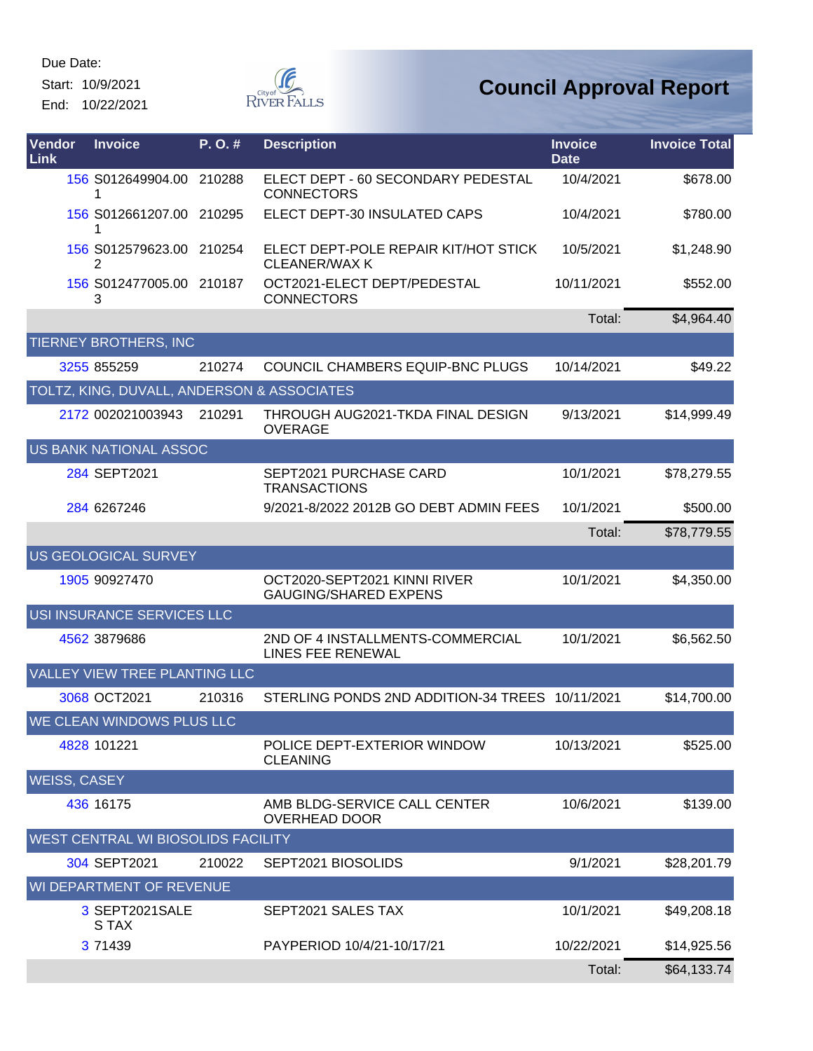Due Date:

Start: 10/9/2021

End: 10/22/2021

# Council Approval Report

| Vendor Link | Invoice | P. O. # | Description | Invoice Date | Invoice Total |
|---|---|---|---|---|---|
| 156 | S012649904.001 | 210288 | ELECT DEPT - 60 SECONDARY PEDESTAL CONNECTORS | 10/4/2021 | $678.00 |
| 156 | S012661207.001 | 210295 | ELECT DEPT-30 INSULATED CAPS | 10/4/2021 | $780.00 |
| 156 | S012579623.002 | 210254 | ELECT DEPT-POLE REPAIR KIT/HOT STICK CLEANER/WAX K | 10/5/2021 | $1,248.90 |
| 156 | S012477005.003 | 210187 | OCT2021-ELECT DEPT/PEDESTAL CONNECTORS | 10/11/2021 | $552.00 |
| | | | | Total: | $4,964.40 |
| **TIERNEY BROTHERS, INC** | | | | | |
| 3255 | 855259 | 210274 | COUNCIL CHAMBERS EQUIP-BNC PLUGS | 10/14/2021 | $49.22 |
| **TOLTZ, KING, DUVALL, ANDERSON & ASSOCIATES** | | | | | |
| 2172 | 002021003943 | 210291 | THROUGH AUG2021-TKDA FINAL DESIGN OVERAGE | 9/13/2021 | $14,999.49 |
| **US BANK NATIONAL ASSOC** | | | | | |
| 284 | SEPT2021 | | SEPT2021 PURCHASE CARD TRANSACTIONS | 10/1/2021 | $78,279.55 |
| 284 | 6267246 | | 9/2021-8/2022 2012B GO DEBT ADMIN FEES | 10/1/2021 | $500.00 |
| | | | | Total: | $78,779.55 |
| **US GEOLOGICAL SURVEY** | | | | | |
| 1905 | 90927470 | | OCT2020-SEPT2021 KINNI RIVER GAUGING/SHARED EXPENS | 10/1/2021 | $4,350.00 |
| **USI INSURANCE SERVICES LLC** | | | | | |
| 4562 | 3879686 | | 2ND OF 4 INSTALLMENTS-COMMERCIAL LINES FEE RENEWAL | 10/1/2021 | $6,562.50 |
| **VALLEY VIEW TREE PLANTING LLC** | | | | | |
| 3068 | OCT2021 | 210316 | STERLING PONDS 2ND ADDITION-34 TREES | 10/11/2021 | $14,700.00 |
| **WE CLEAN WINDOWS PLUS LLC** | | | | | |
| 4828 | 101221 | | POLICE DEPT-EXTERIOR WINDOW CLEANING | 10/13/2021 | $525.00 |
| **WEISS, CASEY** | | | | | |
| 436 | 16175 | | AMB BLDG-SERVICE CALL CENTER OVERHEAD DOOR | 10/6/2021 | $139.00 |
| **WEST CENTRAL WI BIOSOLIDS FACILITY** | | | | | |
| 304 | SEPT2021 | 210022 | SEPT2021 BIOSOLIDS | 9/1/2021 | $28,201.79 |
| **WI DEPARTMENT OF REVENUE** | | | | | |
| 3 | SEPT2021SALES TAX | | SEPT2021 SALES TAX | 10/1/2021 | $49,208.18 |
| 3 | 71439 | | PAYPERIOD 10/4/21-10/17/21 | 10/22/2021 | $14,925.56 |
| | | | | Total: | $64,133.74 |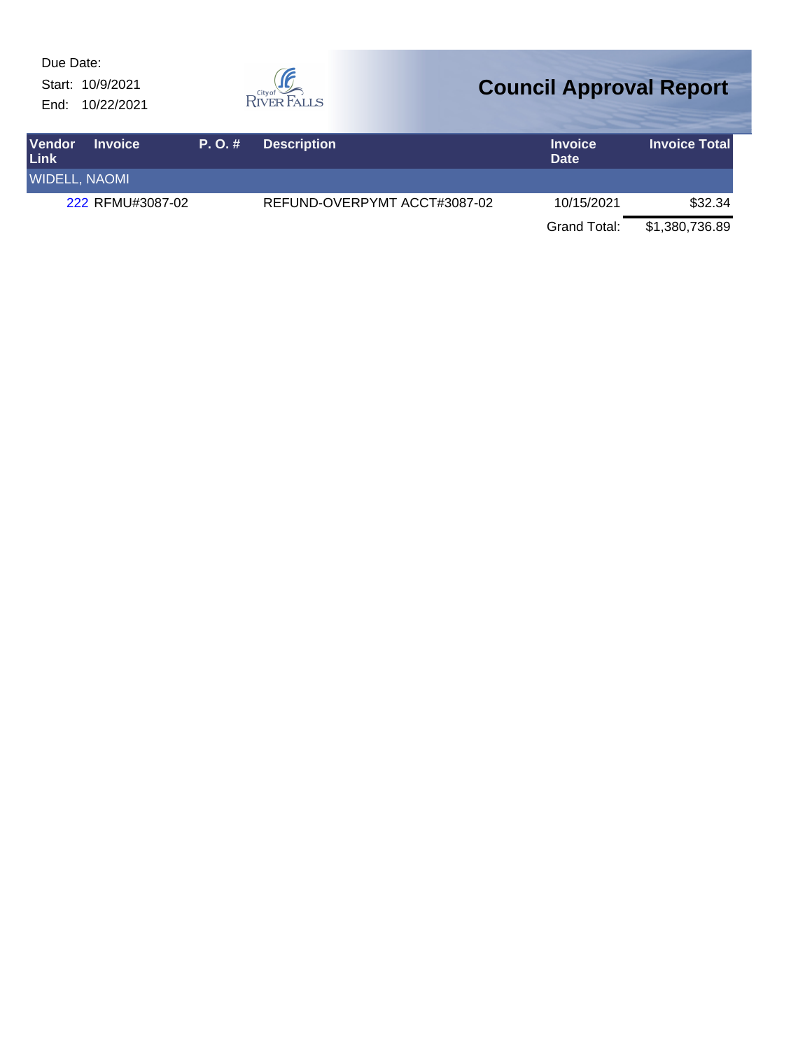Due Date:

Start: 10/9/2021

End: 10/22/2021

City of River Falls

# Council Approval Report

| Vendor Link | Invoice | P. O. # | Description | Invoice Date | Invoice Total |
|---|---|---|---|---|---|
| WIDELL, NAOMI | | | | | |
| 222 | RFMU#3087-02 | | REFUND-OVERPYMT ACCT#3087-02 | 10/15/2021 | $32.34 |
| | | | | Grand Total: | $1,380,736.89 |